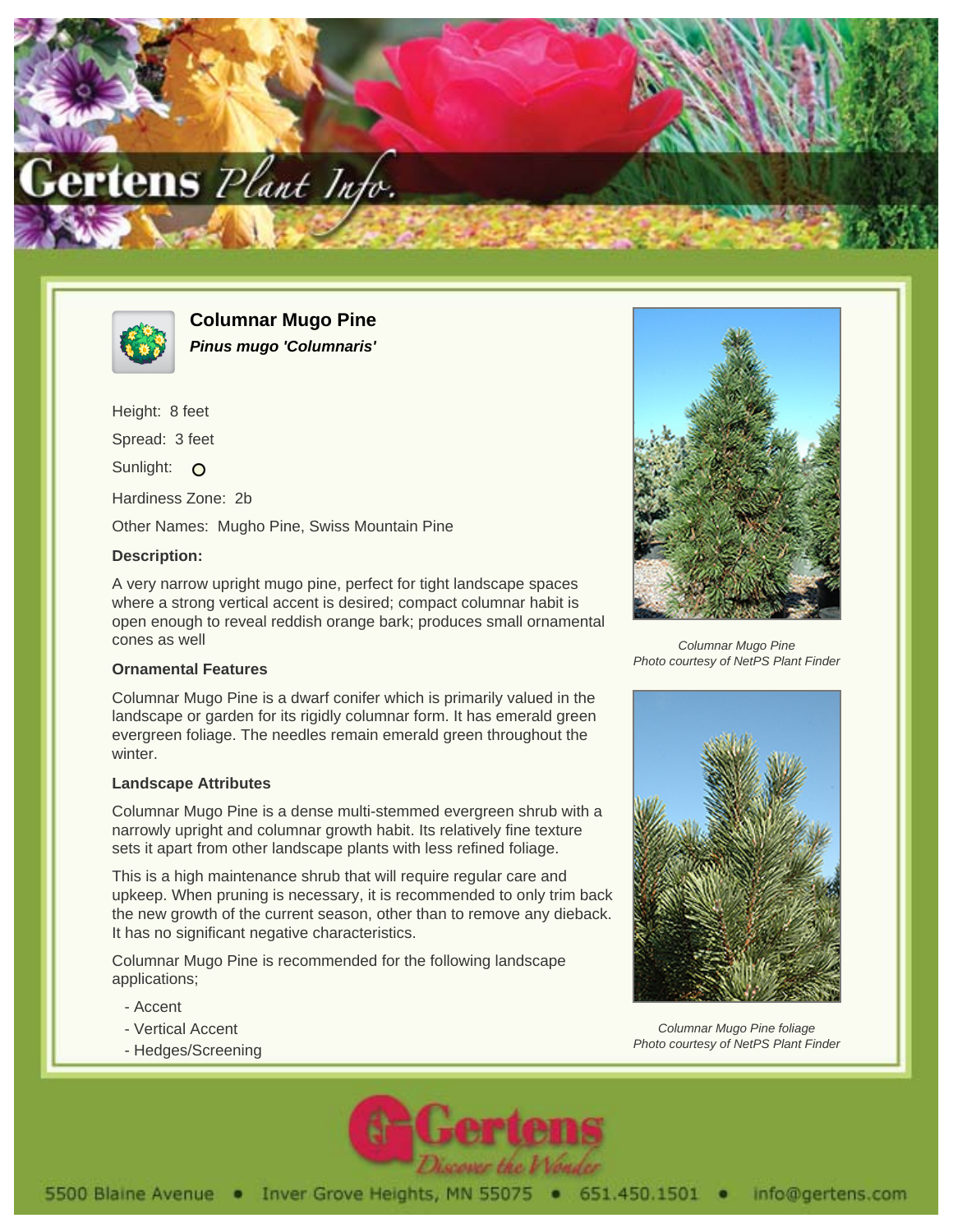# Columnar Mugo Pine

***Pinus mugo 'Columnaris'***

Height: 8 feet

Spread: 3 feet

Sunlight: O

Hardiness Zone: 2b

Other Names: Mugho Pine, Swiss Mountain Pine

**Description:**

A very narrow upright mugo pine, perfect for tight landscape spaces where a strong vertical accent is desired; compact columnar habit is open enough to reveal reddish orange bark; produces small ornamental cones as well

**Ornamental Features**

Columnar Mugo Pine is a dwarf conifer which is primarily valued in the landscape or garden for its rigidly columnar form. It has emerald green evergreen foliage. The needles remain emerald green throughout the winter.

**Landscape Attributes**

Columnar Mugo Pine is a dense multi-stemmed evergreen shrub with a narrowly upright and columnar growth habit. Its relatively fine texture sets it apart from other landscape plants with less refined foliage.

This is a high maintenance shrub that will require regular care and upkeep. When pruning is necessary, it is recommended to only trim back the new growth of the current season, other than to remove any dieback. It has no significant negative characteristics.

Columnar Mugo Pine is recommended for the following landscape applications;

- Accent
- Vertical Accent
- Hedges/Screening

*Columnar Mugo Pine*
*Photo courtesy of NetPS Plant Finder*

*Columnar Mugo Pine foliage*
*Photo courtesy of NetPS Plant Finder*

5500 Blaine Avenue • Inver Grove Heights, MN 55075 • 651.450.1501 • info@gertens.com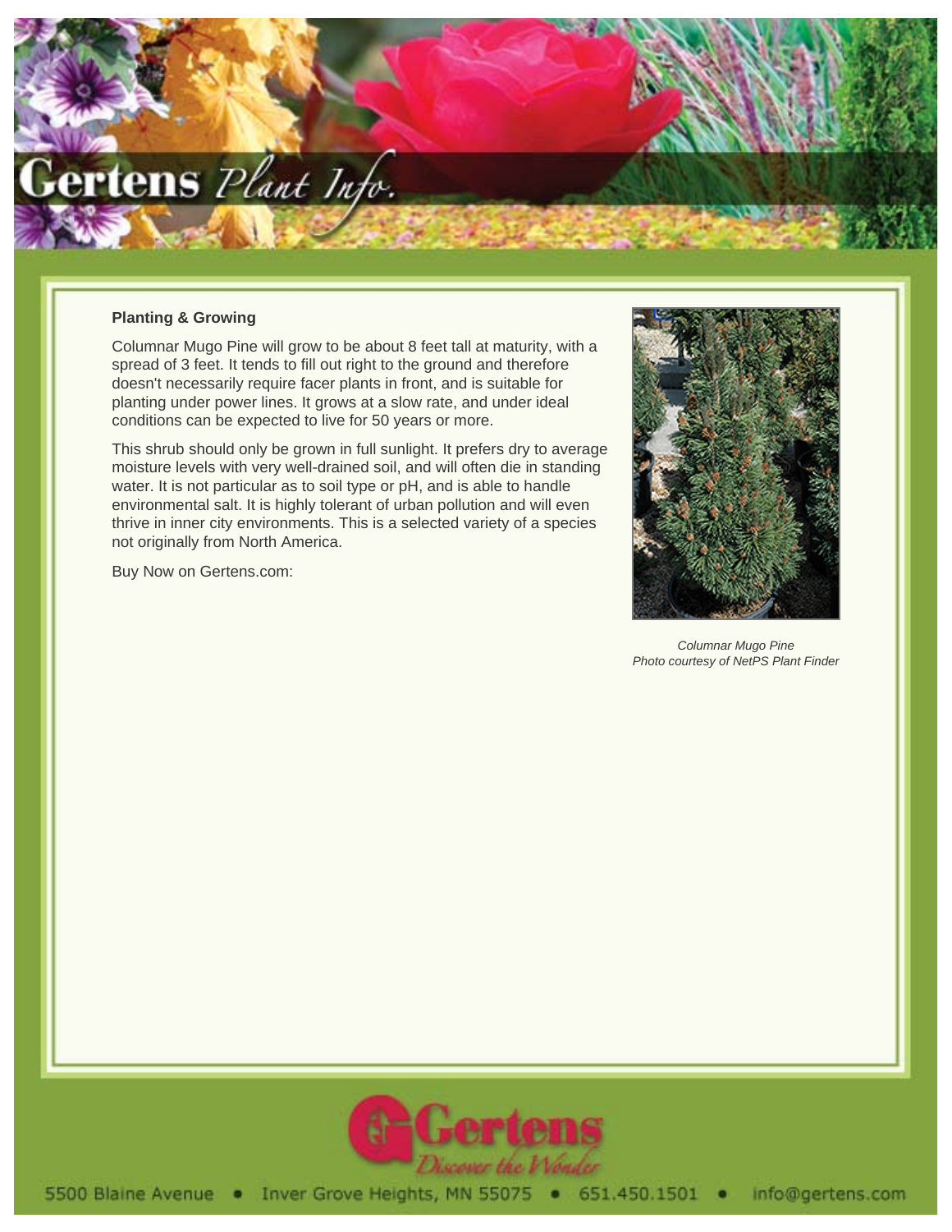### Planting & Growing

Columnar Mugo Pine will grow to be about 8 feet tall at maturity, with a spread of 3 feet. It tends to fill out right to the ground and therefore doesn't necessarily require facer plants in front, and is suitable for planting under power lines. It grows at a slow rate, and under ideal conditions can be expected to live for 50 years or more.

This shrub should only be grown in full sunlight. It prefers dry to average moisture levels with very well-drained soil, and will often die in standing water. It is not particular as to soil type or pH, and is able to handle environmental salt. It is highly tolerant of urban pollution and will even thrive in inner city environments. This is a selected variety of a species not originally from North America.

Buy Now on Gertens.com:

*Columnar Mugo Pine*
*Photo courtesy of NetPS Plant Finder*

5500 Blaine Avenue • Inver Grove Heights, MN 55075 • 651.450.1501 • info@gertens.com